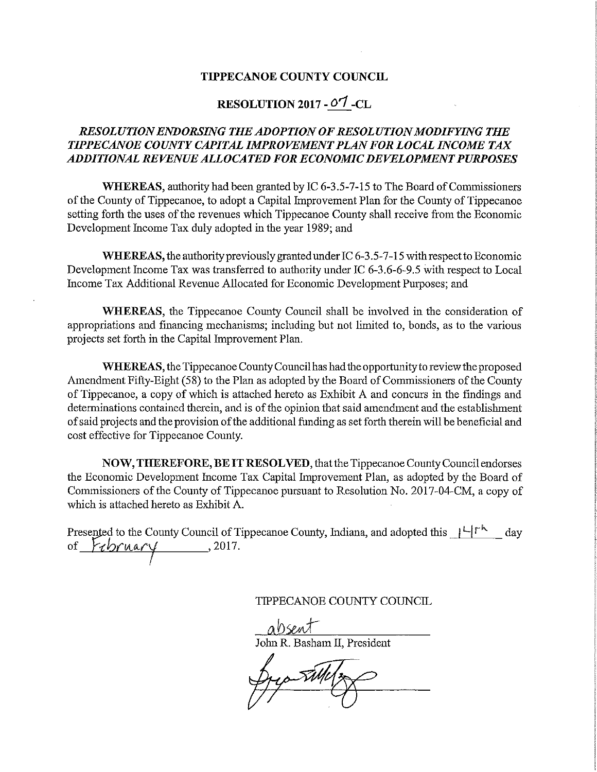# TIPPECANOE COUNTY COUNCIL

## RESOLUTION 2017 - 07 -CL

### *RESOLUTION ENDORSING THE ADOPTION OF RESOLUTION MODIFYING THE TIPPECANOE COUNTY CAPITAL IMPROVEMENT PLAN FOR LOCAL INCOME TAX ADDITIONAL REVENUE ALLOCATED FOR ECONOMIC DEVELOPMENT PURPOSES*

**WHEREAS,** authority had been granted by IC 6-3.5-7-15 to The Board of Commissioners of the County of Tippecanoe, to adopt a Capital Improvement Plan for the County of Tippecanoe setting forth the uses of the revenues which Tippecanoe County shall receive from the Economic Development Income Tax duly adopted in the year 1989; and

**WHEREAS,** the authority previously granted under IC 6-3.5-7-15 with respect to Economic Development Income Tax was transferred to authority under IC 6-3.6-6-9.5 with respect to Local Income Tax Additional Revenue Allocated for Economic Development Purposes; and

**WHEREAS,** the Tippecanoe County Council shall be involved in the consideration of appropriations and financing mechanisms; including but not limited to, bonds, as to the various projects set forth in the Capital Improvement Plan.

**WHEREAS,** the Tippecanoe County Council has had the opportunity to review the proposed Amendment Fifty-Eight (58) to the Plan as adopted by the Board of Commissioners of the County of Tippecanoe, a copy of which is attached hereto as Exhibit A and concurs in the findings and determinations contained therein, and is of the opinion that said amendment and the establishment of said projects and the provision of the additional funding as set forth therein will be beneficial and cost effective for Tippecanoe County.

**NOW, THEREFORE, BE IT RESOLVED,** that the Tippecanoe County Council endorses the Economic Development Income Tax Capital Improvement Plan, as adopted by the Board of Commissioners of the County of Tippecanoe pursuant to Resolution No. 2017-04-CM, a copy of which is attached hereto as Exhibit A.

Presented to the County Council of Tippecanoe County, Indiana, and adopted this 14th day of February, 2017.

TIPPECANOE COUNTY COUNCIL

absent
John R. Basham II, President

[signature]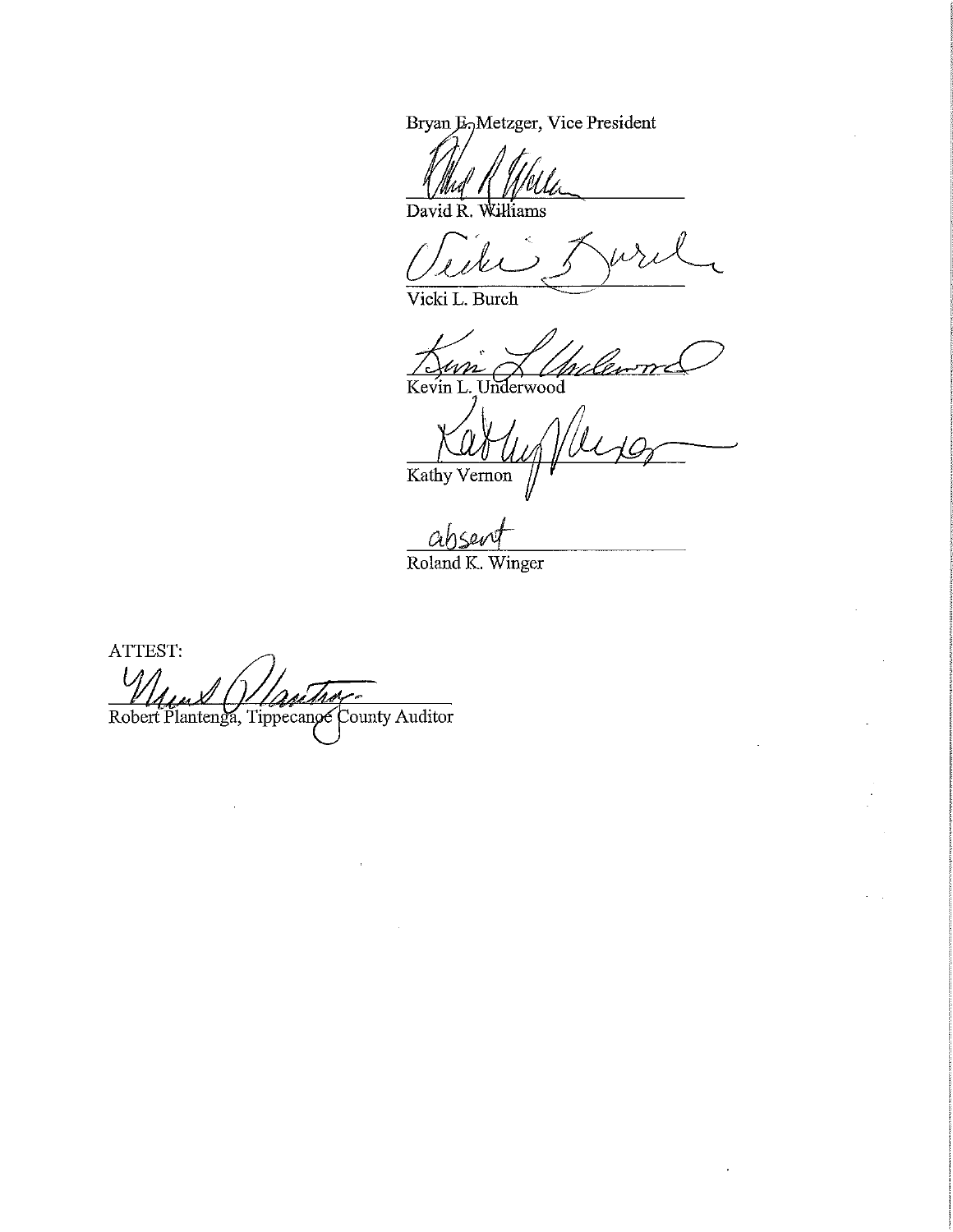Bryan E. Metzger, Vice President

David R. Williams

Vicki L. Burch

Kevin L. Underwood

Kathy Vernon

absent

Roland K. Winger

ATTEST:

Robert Plantenga, Tippecanoe County Auditor